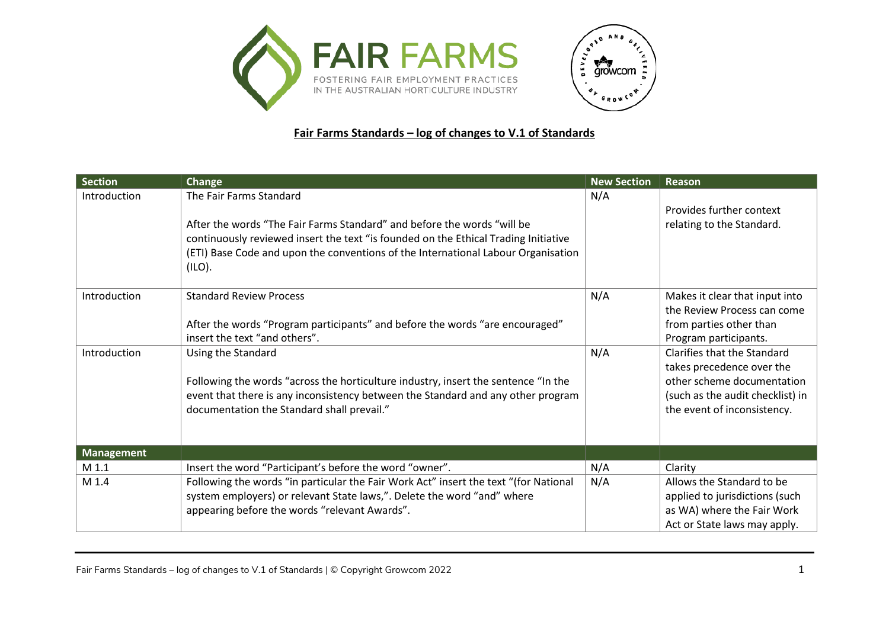**Fair Farms Standards – log of changes to V.1 of Standards**

| Section | Change | New Section | Reason |
|---|---|---|---|
| Introduction | The Fair Farms Standard<br><br>After the words "The Fair Farms Standard" and before the words "will be continuously reviewed insert the text "is founded on the Ethical Trading Initiative (ETI) Base Code and upon the conventions of the International Labour Organisation (ILO). | N/A | Provides further context relating to the Standard. |
| Introduction | Standard Review Process<br><br>After the words "Program participants" and before the words "are encouraged" insert the text "and others". | N/A | Makes it clear that input into the Review Process can come from parties other than Program participants. |
| Introduction | Using the Standard<br><br>Following the words "across the horticulture industry, insert the sentence "In the event that there is any inconsistency between the Standard and any other program documentation the Standard shall prevail." | N/A | Clarifies that the Standard takes precedence over the other scheme documentation (such as the audit checklist) in the event of inconsistency. |
| **Management** | | | |
| M 1.1 | Insert the word "Participant's before the word "owner". | N/A | Clarity |
| M 1.4 | Following the words "in particular the Fair Work Act" insert the text "(for National system employers) or relevant State laws,". Delete the word "and" where appearing before the words "relevant Awards". | N/A | Allows the Standard to be applied to jurisdictions (such as WA) where the Fair Work Act or State laws may apply. |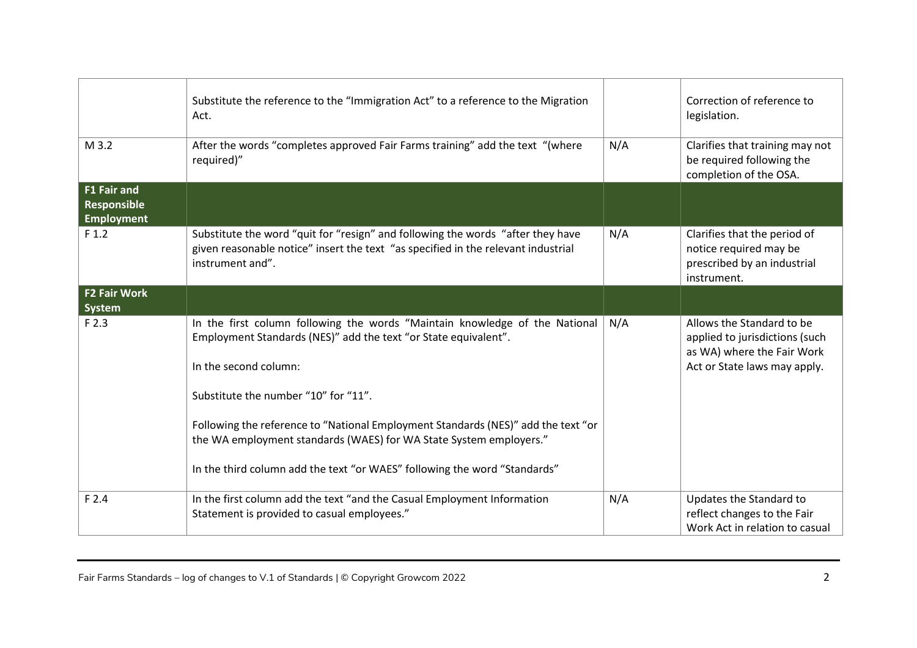| | | | |
|---|---|---|---|
| | Substitute the reference to the "Immigration Act" to a reference to the Migration Act. | | Correction of reference to legislation. |
| M 3.2 | After the words "completes approved Fair Farms training" add the text "(where required)" | N/A | Clarifies that training may not be required following the completion of the OSA. |
| **F1 Fair and Responsible Employment** | | | |
| F 1.2 | Substitute the word "quit for "resign" and following the words "after they have given reasonable notice" insert the text "as specified in the relevant industrial instrument and". | N/A | Clarifies that the period of notice required may be prescribed by an industrial instrument. |
| **F2 Fair Work System** | | | |
| F 2.3 | In the first column following the words "Maintain knowledge of the National Employment Standards (NES)" add the text "or State equivalent".<br><br>In the second column:<br><br>Substitute the number "10" for "11".<br><br>Following the reference to "National Employment Standards (NES)" add the text "or the WA employment standards (WAES) for WA State System employers."<br><br>In the third column add the text "or WAES" following the word "Standards" | N/A | Allows the Standard to be applied to jurisdictions (such as WA) where the Fair Work Act or State laws may apply. |
| F 2.4 | In the first column add the text "and the Casual Employment Information Statement is provided to casual employees." | N/A | Updates the Standard to reflect changes to the Fair Work Act in relation to casual |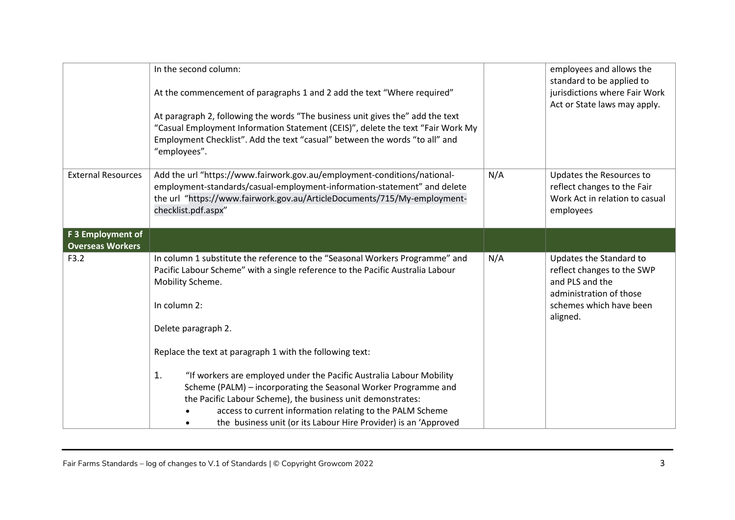|  |  |  |  |
|---|---|---|---|
|  | In the second column:<br><br>At the commencement of paragraphs 1 and 2 add the text "Where required"<br><br>At paragraph 2, following the words "The business unit gives the" add the text "Casual Employment Information Statement (CEIS)", delete the text "Fair Work My Employment Checklist". Add the text "casual" between the words "to all" and "employees". |  | employees and allows the standard to be applied to jurisdictions where Fair Work Act or State laws may apply. |
| External Resources | Add the url "https://www.fairwork.gov.au/employment-conditions/national-employment-standards/casual-employment-information-statement" and delete the url "https://www.fairwork.gov.au/ArticleDocuments/715/My-employment-checklist.pdf.aspx" | N/A | Updates the Resources to reflect changes to the Fair Work Act in relation to casual employees |
| **F 3 Employment of Overseas Workers** |  |  |  |
| F3.2 | In column 1 substitute the reference to the "Seasonal Workers Programme" and Pacific Labour Scheme" with a single reference to the Pacific Australia Labour Mobility Scheme.<br><br>In column 2:<br><br>Delete paragraph 2.<br><br>Replace the text at paragraph 1 with the following text:<br><br>1. "If workers are employed under the Pacific Australia Labour Mobility Scheme (PALM) – incorporating the Seasonal Worker Programme and the Pacific Labour Scheme), the business unit demonstrates:<br>• access to current information relating to the PALM Scheme<br>• the business unit (or its Labour Hire Provider) is an 'Approved | N/A | Updates the Standard to reflect changes to the SWP and PLS and the administration of those schemes which have been aligned. |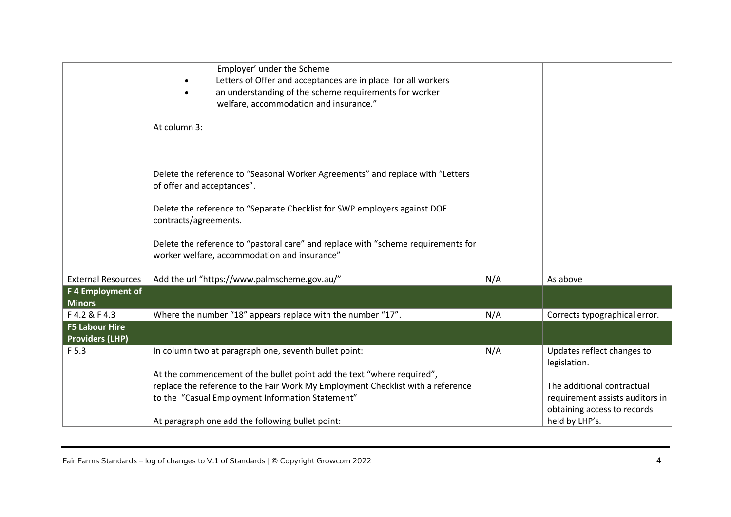| | | | |
|---|---|---|---|
| | Employer' under the Scheme<br>• Letters of Offer and acceptances are in place for all workers<br>• an understanding of the scheme requirements for worker welfare, accommodation and insurance."<br><br>At column 3:<br><br>Delete the reference to "Seasonal Worker Agreements" and replace with "Letters of offer and acceptances".<br><br>Delete the reference to "Separate Checklist for SWP employers against DOE contracts/agreements.<br><br>Delete the reference to "pastoral care" and replace with "scheme requirements for worker welfare, accommodation and insurance" | | |
| External Resources | Add the url "https://www.palmscheme.gov.au/" | N/A | As above |
| **F 4 Employment of Minors** | | | |
| F 4.2 & F 4.3 | Where the number "18" appears replace with the number "17". | N/A | Corrects typographical error. |
| **F5 Labour Hire Providers (LHP)** | | | |
| F 5.3 | In column two at paragraph one, seventh bullet point:<br><br>At the commencement of the bullet point add the text "where required", replace the reference to the Fair Work My Employment Checklist with a reference to the "Casual Employment Information Statement"<br><br>At paragraph one add the following bullet point: | N/A | Updates reflect changes to legislation.<br><br>The additional contractual requirement assists auditors in obtaining access to records held by LHP's. |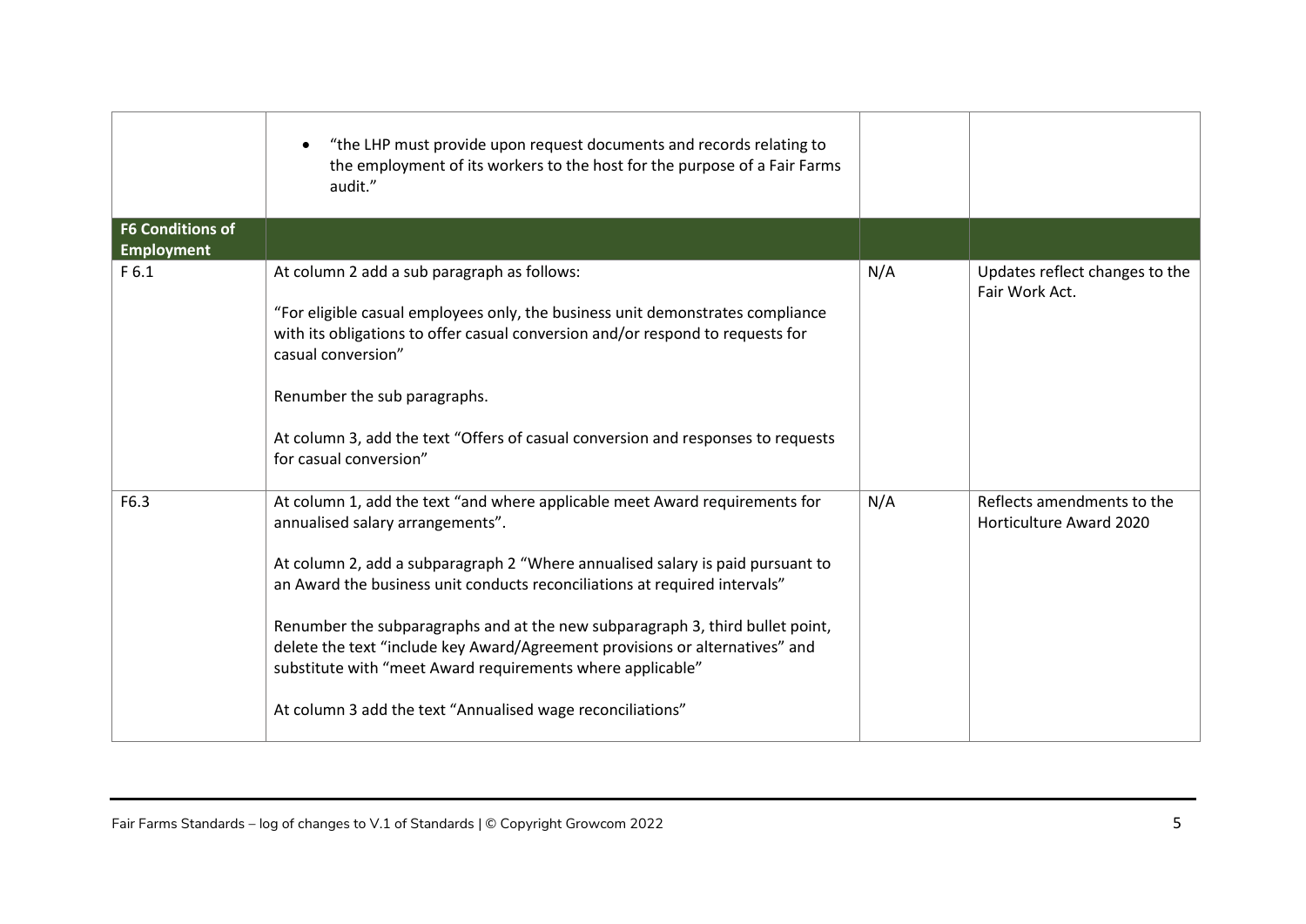| | | | |
|---|---|---|---|
| | • "the LHP must provide upon request documents and records relating to the employment of its workers to the host for the purpose of a Fair Farms audit." | | |
| **F6 Conditions of Employment** | | | |
| F 6.1 | At column 2 add a sub paragraph as follows:<br><br>"For eligible casual employees only, the business unit demonstrates compliance with its obligations to offer casual conversion and/or respond to requests for casual conversion"<br><br>Renumber the sub paragraphs.<br><br>At column 3, add the text "Offers of casual conversion and responses to requests for casual conversion" | N/A | Updates reflect changes to the Fair Work Act. |
| F6.3 | At column 1, add the text "and where applicable meet Award requirements for annualised salary arrangements".<br><br>At column 2, add a subparagraph 2 "Where annualised salary is paid pursuant to an Award the business unit conducts reconciliations at required intervals"<br><br>Renumber the subparagraphs and at the new subparagraph 3, third bullet point, delete the text "include key Award/Agreement provisions or alternatives" and substitute with "meet Award requirements where applicable"<br><br>At column 3 add the text "Annualised wage reconciliations" | N/A | Reflects amendments to the Horticulture Award 2020 |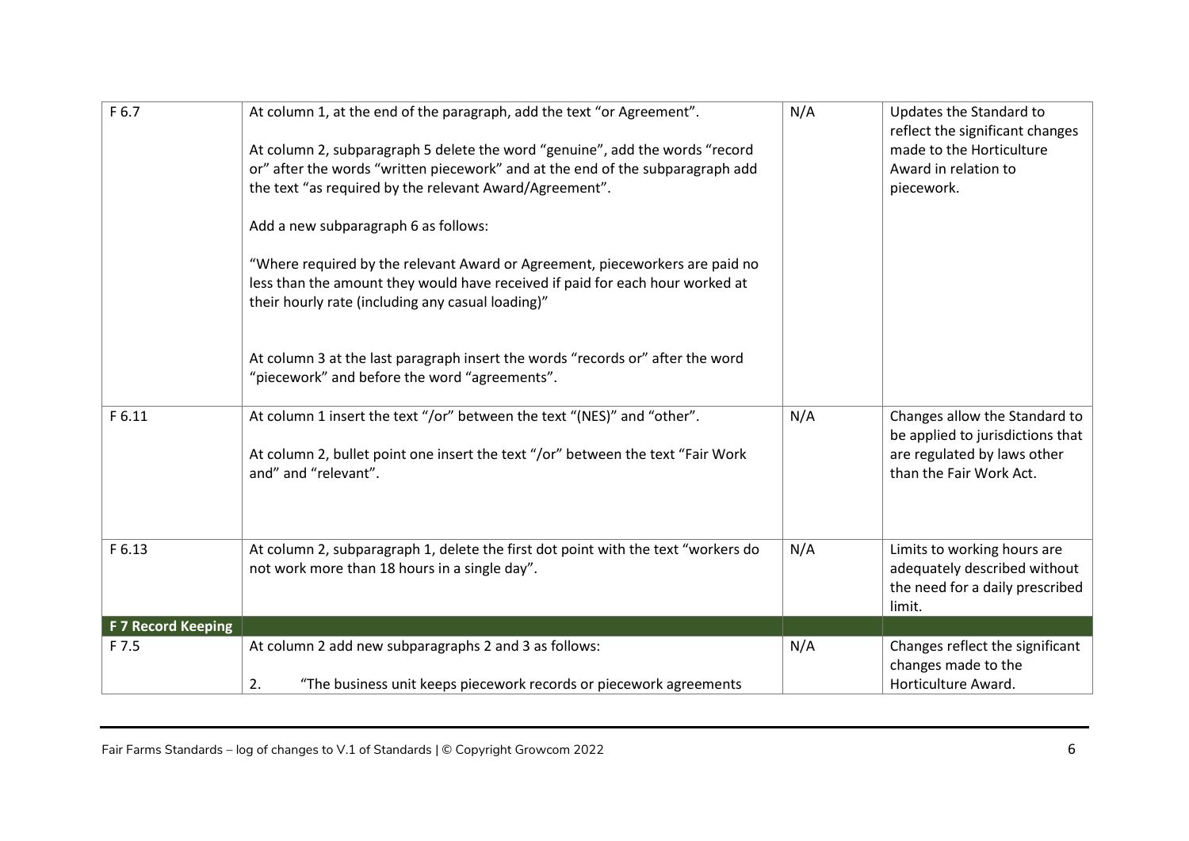| | | | |
|---|---|---|---|
| F 6.7 | At column 1, at the end of the paragraph, add the text "or Agreement".<br><br>At column 2, subparagraph 5 delete the word "genuine", add the words "record or" after the words "written piecework" and at the end of the subparagraph add the text "as required by the relevant Award/Agreement".<br><br>Add a new subparagraph 6 as follows:<br><br>"Where required by the relevant Award or Agreement, pieceworkers are paid no less than the amount they would have received if paid for each hour worked at their hourly rate (including any casual loading)"<br><br>At column 3 at the last paragraph insert the words "records or" after the word "piecework" and before the word "agreements". | N/A | Updates the Standard to reflect the significant changes made to the Horticulture Award in relation to piecework. |
| F 6.11 | At column 1 insert the text "/or" between the text "(NES)" and "other".<br><br>At column 2, bullet point one insert the text "/or" between the text "Fair Work and" and "relevant". | N/A | Changes allow the Standard to be applied to jurisdictions that are regulated by laws other than the Fair Work Act. |
| F 6.13 | At column 2, subparagraph 1, delete the first dot point with the text "workers do not work more than 18 hours in a single day". | N/A | Limits to working hours are adequately described without the need for a daily prescribed limit. |
| **F 7 Record Keeping** | | | |
| F 7.5 | At column 2 add new subparagraphs 2 and 3 as follows:<br><br>2. "The business unit keeps piecework records or piecework agreements | N/A | Changes reflect the significant changes made to the Horticulture Award. |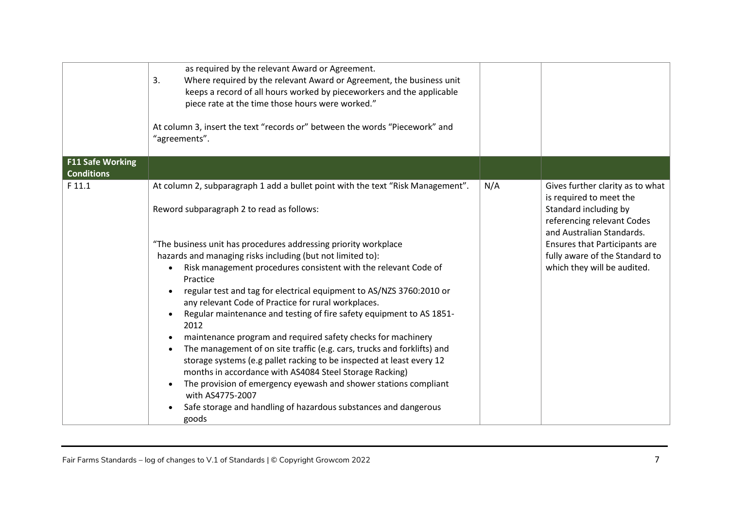| | | | |
|---|---|---|---|
| | as required by the relevant Award or Agreement.<br>3. Where required by the relevant Award or Agreement, the business unit keeps a record of all hours worked by pieceworkers and the applicable piece rate at the time those hours were worked."<br><br>At column 3, insert the text "records or" between the words "Piecework" and "agreements". | | |
| **F11 Safe Working Conditions** | | | |
| F 11.1 | At column 2, subparagraph 1 add a bullet point with the text "Risk Management".<br><br>Reword subparagraph 2 to read as follows:<br><br>"The business unit has procedures addressing priority workplace hazards and managing risks including (but not limited to):<br>• Risk management procedures consistent with the relevant Code of Practice<br>• regular test and tag for electrical equipment to AS/NZS 3760:2010 or any relevant Code of Practice for rural workplaces.<br>• Regular maintenance and testing of fire safety equipment to AS 1851-2012<br>• maintenance program and required safety checks for machinery<br>• The management of on site traffic (e.g. cars, trucks and forklifts) and storage systems (e.g pallet racking to be inspected at least every 12 months in accordance with AS4084 Steel Storage Racking)<br>• The provision of emergency eyewash and shower stations compliant with AS4775-2007<br>• Safe storage and handling of hazardous substances and dangerous goods | N/A | Gives further clarity as to what is required to meet the Standard including by referencing relevant Codes and Australian Standards. Ensures that Participants are fully aware of the Standard to which they will be audited. |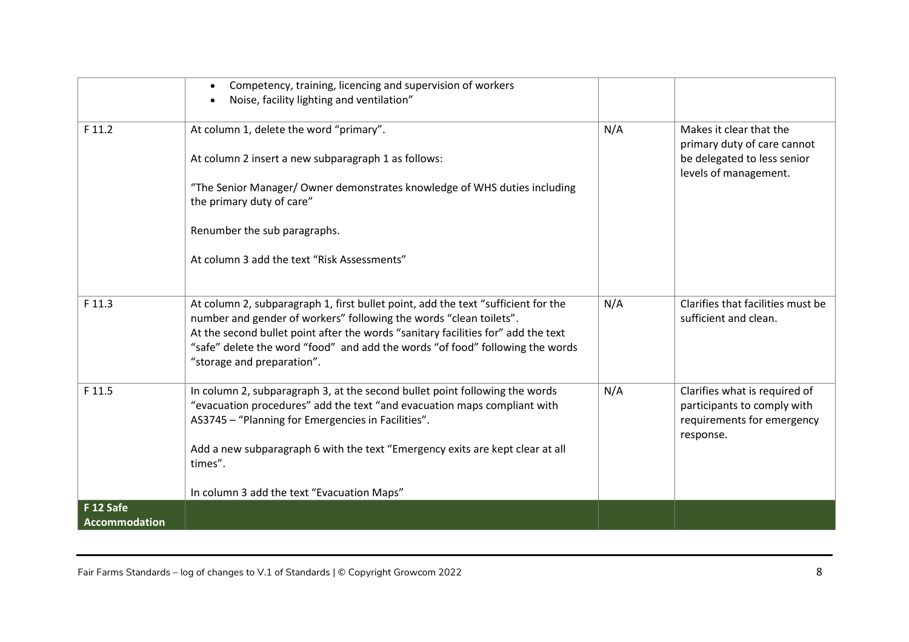| | | | |
|---|---|---|---|
| | • Competency, training, licencing and supervision of workers<br>• Noise, facility lighting and ventilation” | | |
| F 11.2 | At column 1, delete the word “primary”.<br><br>At column 2 insert a new subparagraph 1 as follows:<br><br>“The Senior Manager/ Owner demonstrates knowledge of WHS duties including the primary duty of care”<br><br>Renumber the sub paragraphs.<br><br>At column 3 add the text “Risk Assessments” | N/A | Makes it clear that the primary duty of care cannot be delegated to less senior levels of management. |
| F 11.3 | At column 2, subparagraph 1, first bullet point, add the text “sufficient for the number and gender of workers” following the words “clean toilets”.<br>At the second bullet point after the words “sanitary facilities for” add the text “safe” delete the word “food” and add the words “of food” following the words “storage and preparation”. | N/A | Clarifies that facilities must be sufficient and clean. |
| F 11.5 | In column 2, subparagraph 3, at the second bullet point following the words “evacuation procedures” add the text “and evacuation maps compliant with AS3745 – “Planning for Emergencies in Facilities”.<br><br>Add a new subparagraph 6 with the text “Emergency exits are kept clear at all times”.<br><br>In column 3 add the text “Evacuation Maps” | N/A | Clarifies what is required of participants to comply with requirements for emergency response. |
| **F 12 Safe Accommodation** | | | |

Fair Farms Standards – log of changes to V.1 of Standards | © Copyright Growcom 2022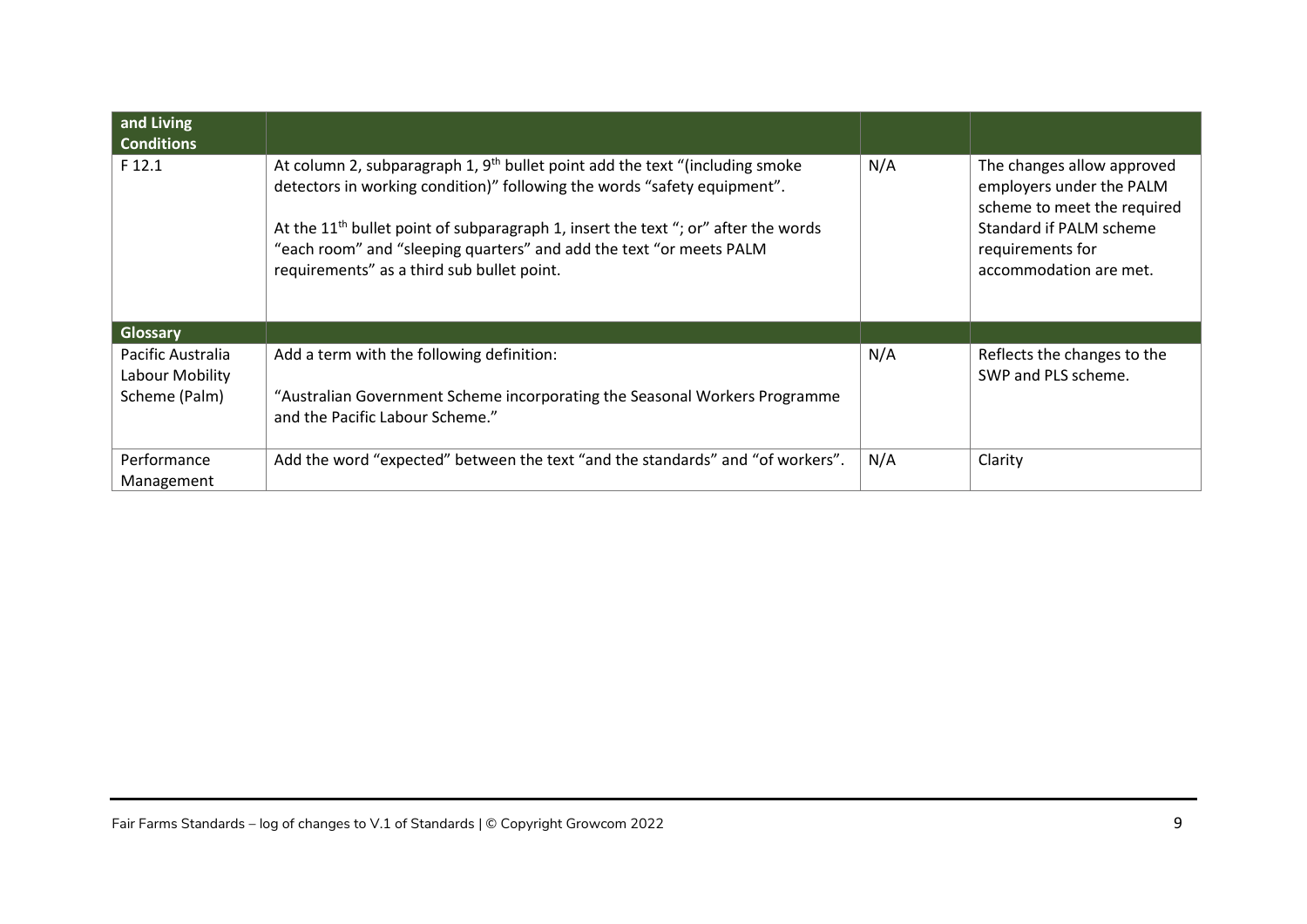| | | | |
|---|---|---|---|
| **and Living Conditions** | | | |
| F 12.1 | At column 2, subparagraph 1, 9th bullet point add the text "(including smoke detectors in working condition)" following the words "safety equipment".<br><br>At the 11th bullet point of subparagraph 1, insert the text "; or" after the words "each room" and "sleeping quarters" and add the text "or meets PALM requirements" as a third sub bullet point. | N/A | The changes allow approved employers under the PALM scheme to meet the required Standard if PALM scheme requirements for accommodation are met. |
| **Glossary** | | | |
| Pacific Australia Labour Mobility Scheme (Palm) | Add a term with the following definition:<br><br>"Australian Government Scheme incorporating the Seasonal Workers Programme and the Pacific Labour Scheme." | N/A | Reflects the changes to the SWP and PLS scheme. |
| Performance Management | Add the word "expected" between the text "and the standards" and "of workers". | N/A | Clarity |